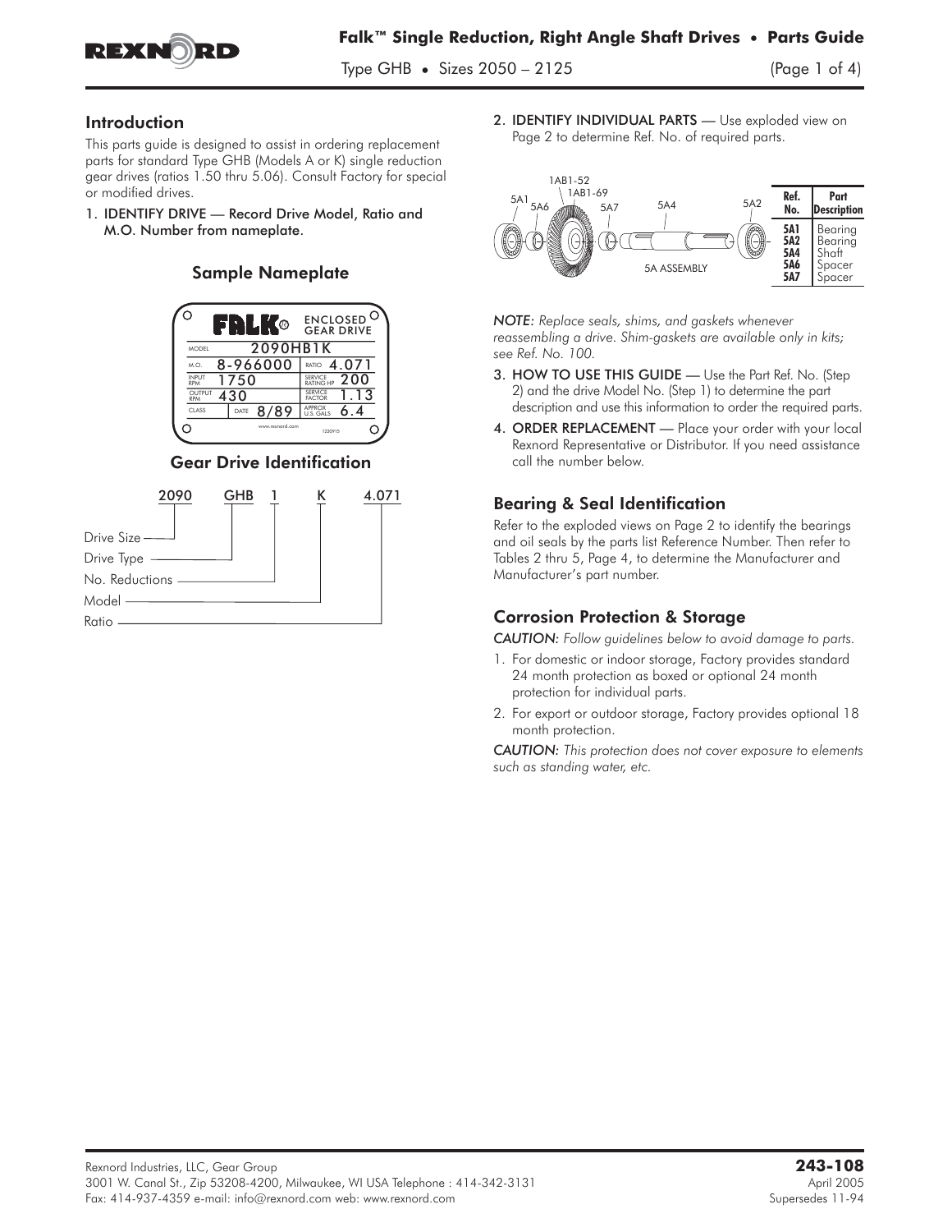# Falk™ Single Reduction, Right Angle Shaft Drives • Parts Guide

Type GHB • Sizes 2050 – 2125

## Introduction

This parts guide is designed to assist in ordering replacement parts for standard Type GHB (Models A or K) single reduction gear drives (ratios 1.50 thru 5.06). Consult Factory for special or modified drives.

1. IDENTIFY DRIVE — Record Drive Model, Ratio and M.O. Number from nameplate.

### Sample Nameplate

| FALK | ENCLOSED GEAR DRIVE | | |
|---|---|---|---|
| MODEL | 2090HB1K | | |
| M.O. | 8-966000 | RATIO | 4.071 |
| INPUT RPM | 1750 | SERVICE RATING HP | 200 |
| OUTPUT RPM | 430 | SERVICE FACTOR | 1.13 |
| CLASS | DATE 8/89 | APPROX U.S. GALS | 6.4 |

### Gear Drive Identification

2090 GHB 1 K 4.071

- 2090 — Drive Size
- GHB — Drive Type
- 1 — No. Reductions
- K — Model
- 4.071 — Ratio

2. IDENTIFY INDIVIDUAL PARTS — Use exploded view on Page 2 to determine Ref. No. of required parts.

5A1, 5A6, 1AB1-52, 1AB1-69, 5A7, 5A4, 5A2 — 5A ASSEMBLY

| Ref. No. | Part Description |
|---|---|
| 5A1 | Bearing |
| 5A2 | Bearing |
| 5A4 | Shaft |
| 5A6 | Spacer |
| 5A7 | Spacer |

*NOTE: Replace seals, shims, and gaskets whenever reassembling a drive. Shim-gaskets are available only in kits; see Ref. No. 100.*

3. HOW TO USE THIS GUIDE — Use the Part Ref. No. (Step 2) and the drive Model No. (Step 1) to determine the part description and use this information to order the required parts.
4. ORDER REPLACEMENT — Place your order with your local Rexnord Representative or Distributor. If you need assistance call the number below.

## Bearing & Seal Identification

Refer to the exploded views on Page 2 to identify the bearings and oil seals by the parts list Reference Number. Then refer to Tables 2 thru 5, Page 4, to determine the Manufacturer and Manufacturer's part number.

## Corrosion Protection & Storage

*CAUTION: Follow guidelines below to avoid damage to parts.*

1. For domestic or indoor storage, Factory provides standard 24 month protection as boxed or optional 24 month protection for individual parts.
2. For export or outdoor storage, Factory provides optional 18 month protection.

*CAUTION: This protection does not cover exposure to elements such as standing water, etc.*

Rexnord Industries, LLC, Gear Group
3001 W. Canal St., Zip 53208-4200, Milwaukee, WI USA Telephone : 414-342-3131
Fax: 414-937-4359 e-mail: info@rexnord.com web: www.rexnord.com

**243-108**
April 2005
Supersedes 11-94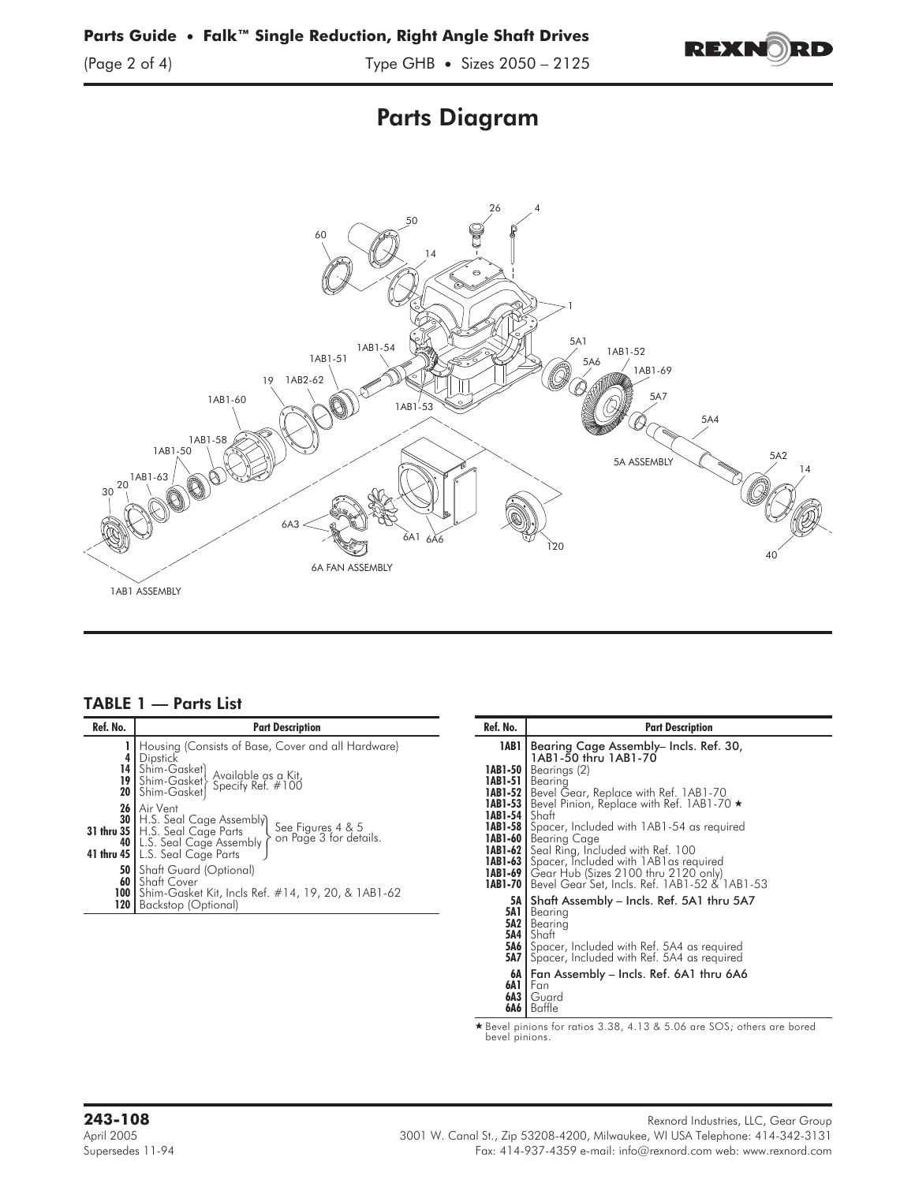## Parts Diagram

### TABLE 1 — Parts List

| Ref. No. | Part Description |
|---|---|
| 1 | Housing (Consists of Base, Cover and all Hardware) |
| 4 | Dipstick |
| 14 | Shim-Gasket (Available as a Kit, Specify Ref. #100) |
| 19 | Shim-Gasket (Available as a Kit, Specify Ref. #100) |
| 20 | Shim-Gasket (Available as a Kit, Specify Ref. #100) |
| 26 | Air Vent |
| 30 | H.S. Seal Cage Assembly (See Figures 4 & 5 on Page 3 for details.) |
| 31 thru 35 | H.S. Seal Cage Parts (See Figures 4 & 5 on Page 3 for details.) |
| 40 | L.S. Seal Cage Assembly (See Figures 4 & 5 on Page 3 for details.) |
| 41 thru 45 | L.S. Seal Cage Parts (See Figures 4 & 5 on Page 3 for details.) |
| 50 | Shaft Guard (Optional) |
| 60 | Shaft Cover |
| 100 | Shim-Gasket Kit, Incls Ref. #14, 19, 20, & 1AB1-62 |
| 120 | Backstop (Optional) |

| Ref. No. | Part Description |
|---|---|
| 1AB1 | Bearing Cage Assembly– Incls. Ref. 30, 1AB1-50 thru 1AB1-70 |
| 1AB1-50 | Bearings (2) |
| 1AB1-51 | Bearing |
| 1AB1-52 | Bevel Gear, Replace with Ref. 1AB1-70 |
| 1AB1-53 | Bevel Pinion, Replace with Ref. 1AB1-70 ★ |
| 1AB1-54 | Shaft |
| 1AB1-58 | Spacer, Included with 1AB1-54 as required |
| 1AB1-60 | Bearing Cage |
| 1AB1-62 | Seal Ring, Included with Ref. 100 |
| 1AB1-63 | Spacer, Included with 1AB1as required |
| 1AB1-69 | Gear Hub (Sizes 2100 thru 2120 only) |
| 1AB1-70 | Bevel Gear Set, Incls. Ref. 1AB1-52 & 1AB1-53 |
| 5A | Shaft Assembly – Incls. Ref. 5A1 thru 5A7 |
| 5A1 | Bearing |
| 5A2 | Bearing |
| 5A4 | Shaft |
| 5A6 | Spacer, Included with Ref. 5A4 as required |
| 5A7 | Spacer, Included with Ref. 5A4 as required |
| 6A | Fan Assembly – Incls. Ref. 6A1 thru 6A6 |
| 6A1 | Fan |
| 6A3 | Guard |
| 6A6 | Baffle |

★ Bevel pinions for ratios 3.38, 4.13 & 5.06 are SOS; others are bored bevel pinions.

**243-108**
April 2005
Supersedes 11-94

Rexnord Industries, LLC, Gear Group
3001 W. Canal St., Zip 53208-4200, Milwaukee, WI USA Telephone: 414-342-3131
Fax: 414-937-4359 e-mail: info@rexnord.com web: www.rexnord.com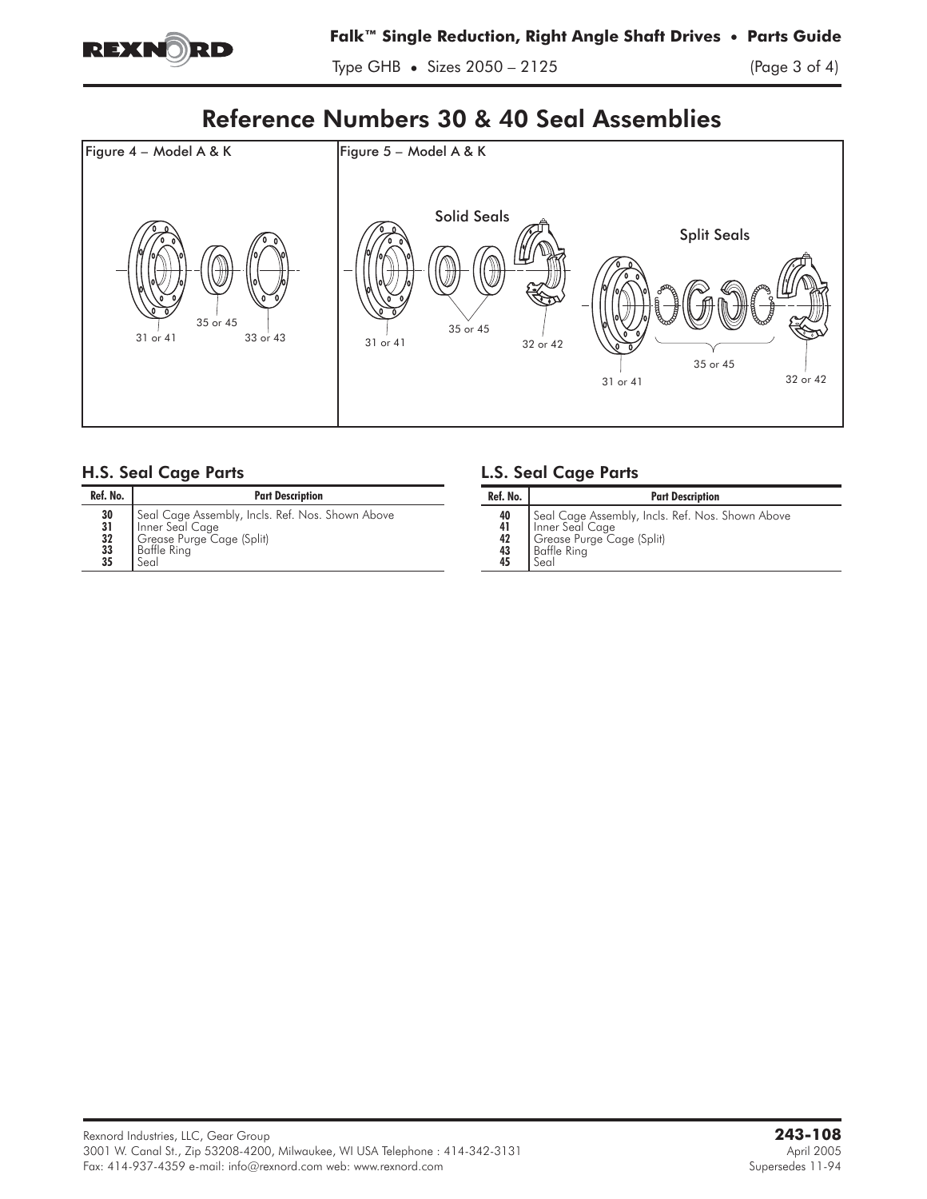# Reference Numbers 30 & 40 Seal Assemblies

Figure 4 – Model A & K

35 or 45
31 or 41
33 or 43

Figure 5 – Model A & K

Solid Seals

Split Seals

31 or 41
35 or 45
32 or 42

31 or 41
35 or 45
32 or 42

## H.S. Seal Cage Parts

| Ref. No. | Part Description |
|---|---|
| **30** | Seal Cage Assembly, Incls. Ref. Nos. Shown Above |
| **31** | Inner Seal Cage |
| **32** | Grease Purge Cage (Split) |
| **33** | Baffle Ring |
| **35** | Seal |

## L.S. Seal Cage Parts

| Ref. No. | Part Description |
|---|---|
| **40** | Seal Cage Assembly, Incls. Ref. Nos. Shown Above |
| **41** | Inner Seal Cage |
| **42** | Grease Purge Cage (Split) |
| **43** | Baffle Ring |
| **45** | Seal |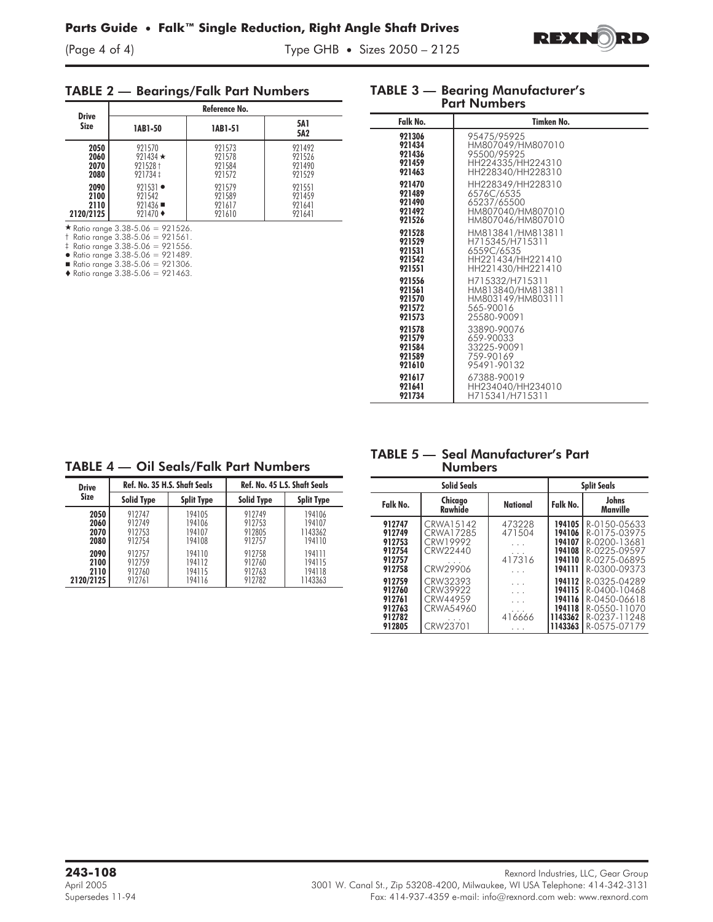## TABLE 2 — Bearings/Falk Part Numbers

| Drive Size | Reference No. | | |
|---|---|---|---|
| | 1AB1-50 | 1AB1-51 | 5A1 5A2 |
| 2050 | 921570 | 921573 | 921492 |
| 2060 | 921434 ★ | 921578 | 921526 |
| 2070 | 921528 † | 921584 | 921490 |
| 2080 | 921734 ‡ | 921572 | 921529 |
| 2090 | 921531 ● | 921579 | 921551 |
| 2100 | 921542 | 921589 | 921459 |
| 2110 | 921436 ■ | 921617 | 921641 |
| 2120/2125 | 921470 ♦ | 921610 | 921641 |

★ Ratio range 3.38-5.06 = 921526.
† Ratio range 3.38-5.06 = 921561.
‡ Ratio range 3.38-5.06 = 921556.
● Ratio range 3.38-5.06 = 921489.
■ Ratio range 3.38-5.06 = 921306.
♦ Ratio range 3.38-5.06 = 921463.

## TABLE 3 — Bearing Manufacturer's Part Numbers

| Falk No. | Timken No. |
|---|---|
| 921306 | 95475/95925 |
| 921434 | HM807049/HM807010 |
| 921436 | 95500/95925 |
| 921459 | HH224335/HH224310 |
| 921463 | HH228340/HH228310 |
| 921470 | HH228349/HH228310 |
| 921489 | 6576C/6535 |
| 921490 | 65237/65500 |
| 921492 | HM807040/HM807010 |
| 921526 | HM807046/HM807010 |
| 921528 | HM813841/HM813811 |
| 921529 | H715345/H715311 |
| 921531 | 6559C/6535 |
| 921542 | HH221434/HH221410 |
| 921551 | HH221430/HH221410 |
| 921556 | H715332/H715311 |
| 921561 | HM813840/HM813811 |
| 921570 | HM803149/HM803111 |
| 921572 | 565-90016 |
| 921573 | 25580-90091 |
| 921578 | 33890-90076 |
| 921579 | 659-90033 |
| 921584 | 33225-90091 |
| 921589 | 759-90169 |
| 921610 | 95491-90132 |
| 921617 | 67388-90019 |
| 921641 | HH234040/HH234010 |
| 921734 | H715341/H715311 |

## TABLE 4 — Oil Seals/Falk Part Numbers

| Drive Size | Ref. No. 35 H.S. Shaft Seals | | Ref. No. 45 L.S. Shaft Seals | |
|---|---|---|---|---|
| | Solid Type | Split Type | Solid Type | Split Type |
| 2050 | 912747 | 194105 | 912749 | 194106 |
| 2060 | 912749 | 194106 | 912753 | 194107 |
| 2070 | 912753 | 194107 | 912805 | 1143362 |
| 2080 | 912754 | 194108 | 912757 | 194110 |
| 2090 | 912757 | 194110 | 912758 | 194111 |
| 2100 | 912759 | 194112 | 912760 | 194115 |
| 2110 | 912760 | 194115 | 912763 | 194118 |
| 2120/2125 | 912761 | 194116 | 912782 | 1143363 |

## TABLE 5 — Seal Manufacturer's Part Numbers

| Solid Seals | | | Split Seals | |
|---|---|---|---|---|
| Falk No. | Chicago Rawhide | National | Falk No. | Johns Manville |
| 912747 | CRWA15142 | 473228 | 194105 | R-0150-05633 |
| 912749 | CRWA17285 | 471504 | 194106 | R-0175-03975 |
| 912753 | CRW19992 | . . . | 194107 | R-0200-13681 |
| 912754 | CRW22440 | . . . | 194108 | R-0225-09597 |
| 912757 | . . . | 417316 | 194110 | R-0275-06895 |
| 912758 | CRW29906 | . . . | 194111 | R-0300-09373 |
| 912759 | CRW32393 | . . . | 194112 | R-0325-04289 |
| 912760 | CRW39922 | . . . | 194115 | R-0400-10468 |
| 912761 | CRW44959 | . . . | 194116 | R-0450-06618 |
| 912763 | CRWA54960 | . . . | 194118 | R-0550-11070 |
| 912782 | . . . | 416666 | 1143362 | R-0237-11248 |
| 912805 | CRW23701 | . . . | 1143363 | R-0575-07179 |

**243-108**
April 2005
Supersedes 11-94

Rexnord Industries, LLC, Gear Group
3001 W. Canal St., Zip 53208-4200, Milwaukee, WI USA Telephone: 414-342-3131
Fax: 414-937-4359 e-mail: info@rexnord.com web: www.rexnord.com